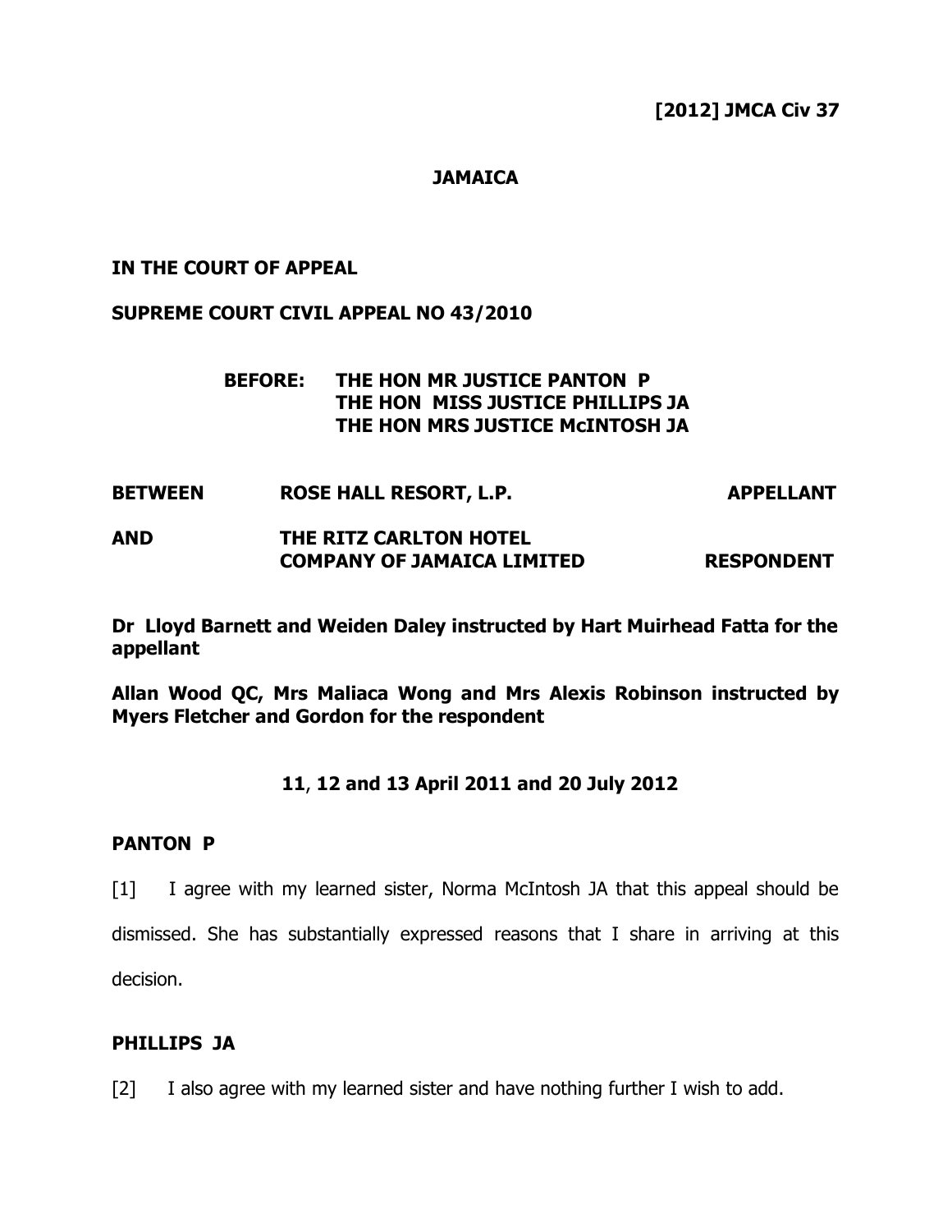**[2012] JMCA Civ 37**

**JAMAICA**

**IN THE COURT OF APPEAL**

**SUPREME COURT CIVIL APPEAL NO 43/2010**

**BEFORE: THE HON MR JUSTICE PANTON P**
**THE HON MISS JUSTICE PHILLIPS JA**
**THE HON MRS JUSTICE McINTOSH JA**

| | | |
|---|---|---|
| **BETWEEN** | **ROSE HALL RESORT, L.P.** | **APPELLANT** |
| **AND** | **THE RITZ CARLTON HOTEL COMPANY OF JAMAICA LIMITED** | **RESPONDENT** |

**Dr Lloyd Barnett and Weiden Daley instructed by Hart Muirhead Fatta for the appellant**

**Allan Wood QC, Mrs Maliaca Wong and Mrs Alexis Robinson instructed by Myers Fletcher and Gordon for the respondent**

**11, 12 and 13 April 2011 and 20 July 2012**

**PANTON P**

[1] I agree with my learned sister, Norma McIntosh JA that this appeal should be dismissed. She has substantially expressed reasons that I share in arriving at this decision.

**PHILLIPS JA**

[2] I also agree with my learned sister and have nothing further I wish to add.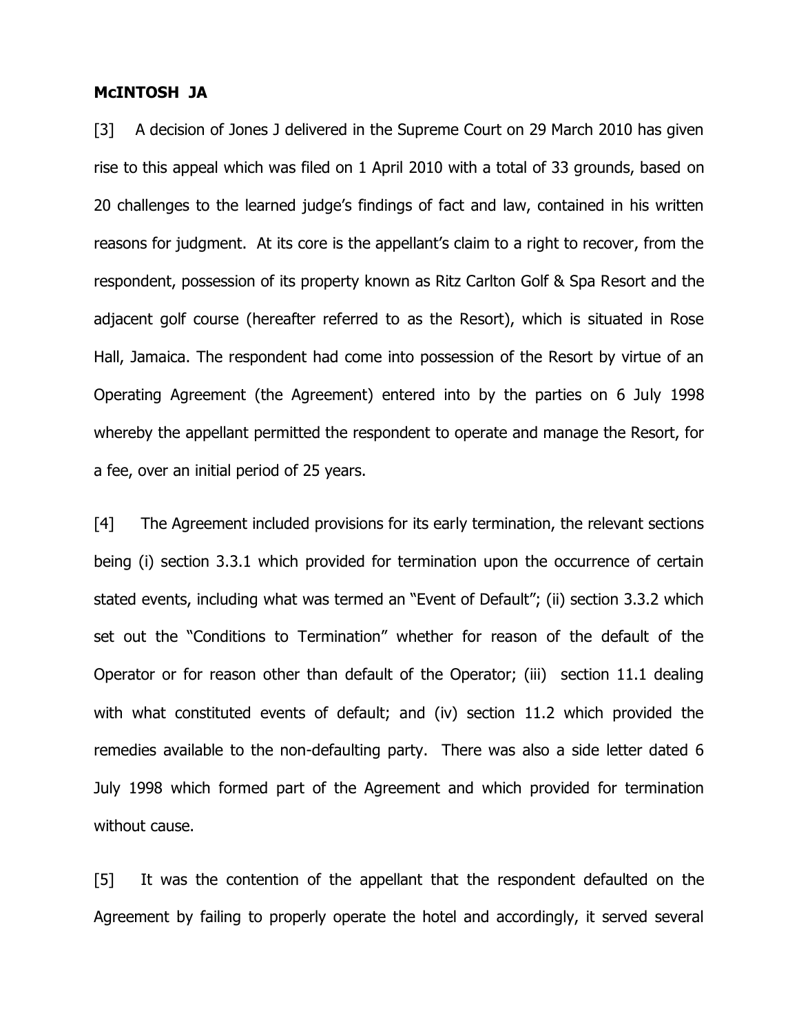**McINTOSH JA**

[3] A decision of Jones J delivered in the Supreme Court on 29 March 2010 has given rise to this appeal which was filed on 1 April 2010 with a total of 33 grounds, based on 20 challenges to the learned judge's findings of fact and law, contained in his written reasons for judgment. At its core is the appellant's claim to a right to recover, from the respondent, possession of its property known as Ritz Carlton Golf & Spa Resort and the adjacent golf course (hereafter referred to as the Resort), which is situated in Rose Hall, Jamaica. The respondent had come into possession of the Resort by virtue of an Operating Agreement (the Agreement) entered into by the parties on 6 July 1998 whereby the appellant permitted the respondent to operate and manage the Resort, for a fee, over an initial period of 25 years.

[4] The Agreement included provisions for its early termination, the relevant sections being (i) section 3.3.1 which provided for termination upon the occurrence of certain stated events, including what was termed an "Event of Default"; (ii) section 3.3.2 which set out the "Conditions to Termination" whether for reason of the default of the Operator or for reason other than default of the Operator; (iii) section 11.1 dealing with what constituted events of default; and (iv) section 11.2 which provided the remedies available to the non-defaulting party. There was also a side letter dated 6 July 1998 which formed part of the Agreement and which provided for termination without cause.

[5] It was the contention of the appellant that the respondent defaulted on the Agreement by failing to properly operate the hotel and accordingly, it served several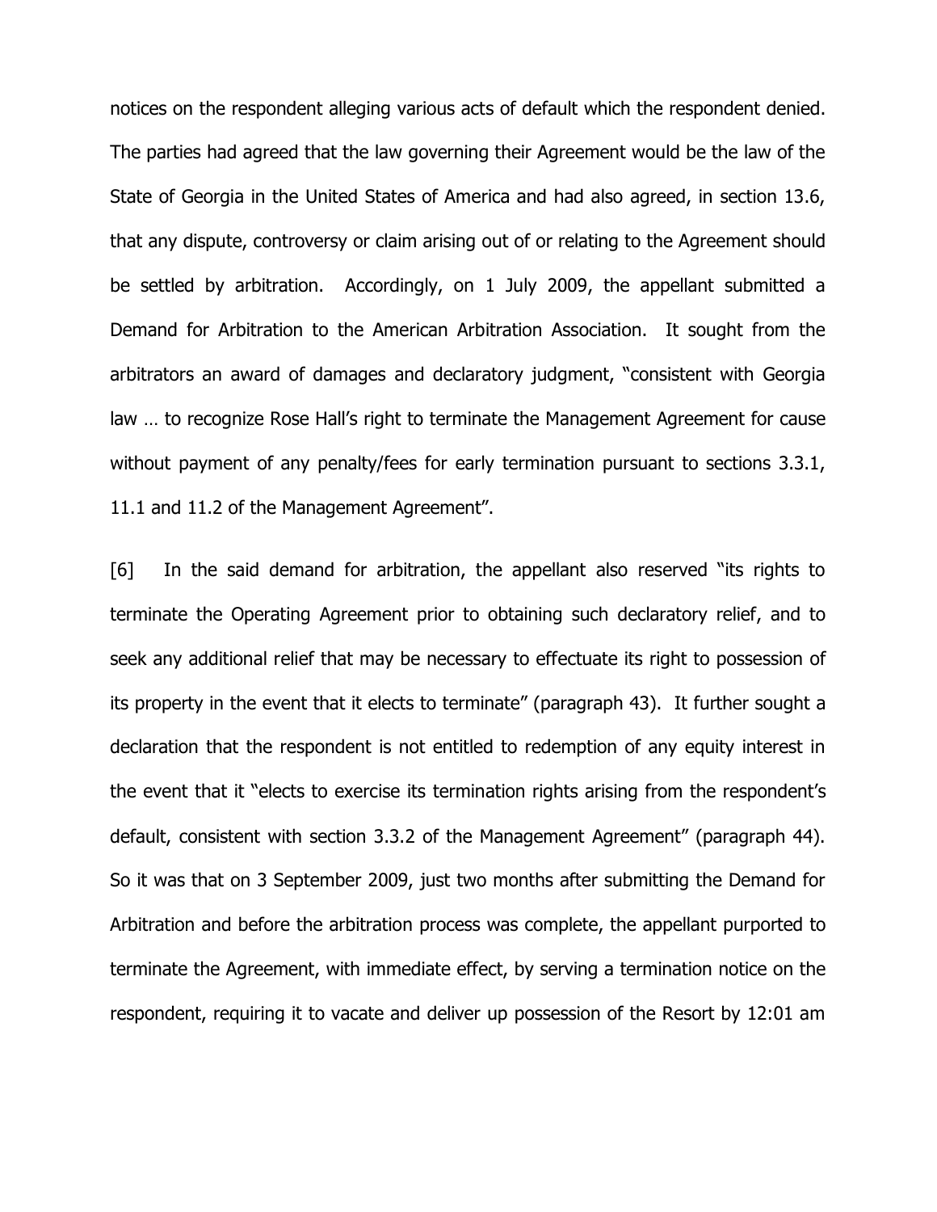notices on the respondent alleging various acts of default which the respondent denied. The parties had agreed that the law governing their Agreement would be the law of the State of Georgia in the United States of America and had also agreed, in section 13.6, that any dispute, controversy or claim arising out of or relating to the Agreement should be settled by arbitration. Accordingly, on 1 July 2009, the appellant submitted a Demand for Arbitration to the American Arbitration Association. It sought from the arbitrators an award of damages and declaratory judgment, "consistent with Georgia law … to recognize Rose Hall's right to terminate the Management Agreement for cause without payment of any penalty/fees for early termination pursuant to sections 3.3.1, 11.1 and 11.2 of the Management Agreement".

[6] In the said demand for arbitration, the appellant also reserved "its rights to terminate the Operating Agreement prior to obtaining such declaratory relief, and to seek any additional relief that may be necessary to effectuate its right to possession of its property in the event that it elects to terminate" (paragraph 43). It further sought a declaration that the respondent is not entitled to redemption of any equity interest in the event that it "elects to exercise its termination rights arising from the respondent's default, consistent with section 3.3.2 of the Management Agreement" (paragraph 44). So it was that on 3 September 2009, just two months after submitting the Demand for Arbitration and before the arbitration process was complete, the appellant purported to terminate the Agreement, with immediate effect, by serving a termination notice on the respondent, requiring it to vacate and deliver up possession of the Resort by 12:01 am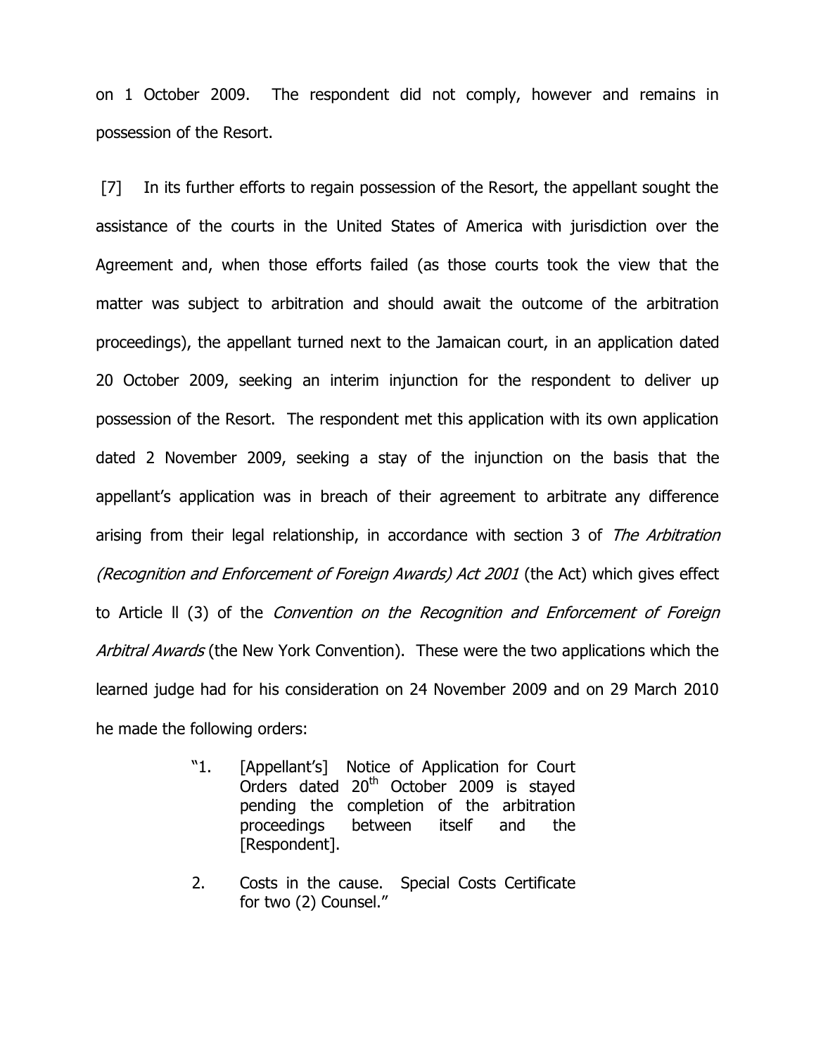on 1 October 2009. The respondent did not comply, however and remains in possession of the Resort.

[7] In its further efforts to regain possession of the Resort, the appellant sought the assistance of the courts in the United States of America with jurisdiction over the Agreement and, when those efforts failed (as those courts took the view that the matter was subject to arbitration and should await the outcome of the arbitration proceedings), the appellant turned next to the Jamaican court, in an application dated 20 October 2009, seeking an interim injunction for the respondent to deliver up possession of the Resort. The respondent met this application with its own application dated 2 November 2009, seeking a stay of the injunction on the basis that the appellant's application was in breach of their agreement to arbitrate any difference arising from their legal relationship, in accordance with section 3 of *The Arbitration (Recognition and Enforcement of Foreign Awards) Act 2001* (the Act) which gives effect to Article ll (3) of the *Convention on the Recognition and Enforcement of Foreign Arbitral Awards* (the New York Convention). These were the two applications which the learned judge had for his consideration on 24 November 2009 and on 29 March 2010 he made the following orders:

> "1. [Appellant's] Notice of Application for Court Orders dated 20th October 2009 is stayed pending the completion of the arbitration proceedings between itself and the [Respondent].
>
> 2. Costs in the cause. Special Costs Certificate for two (2) Counsel."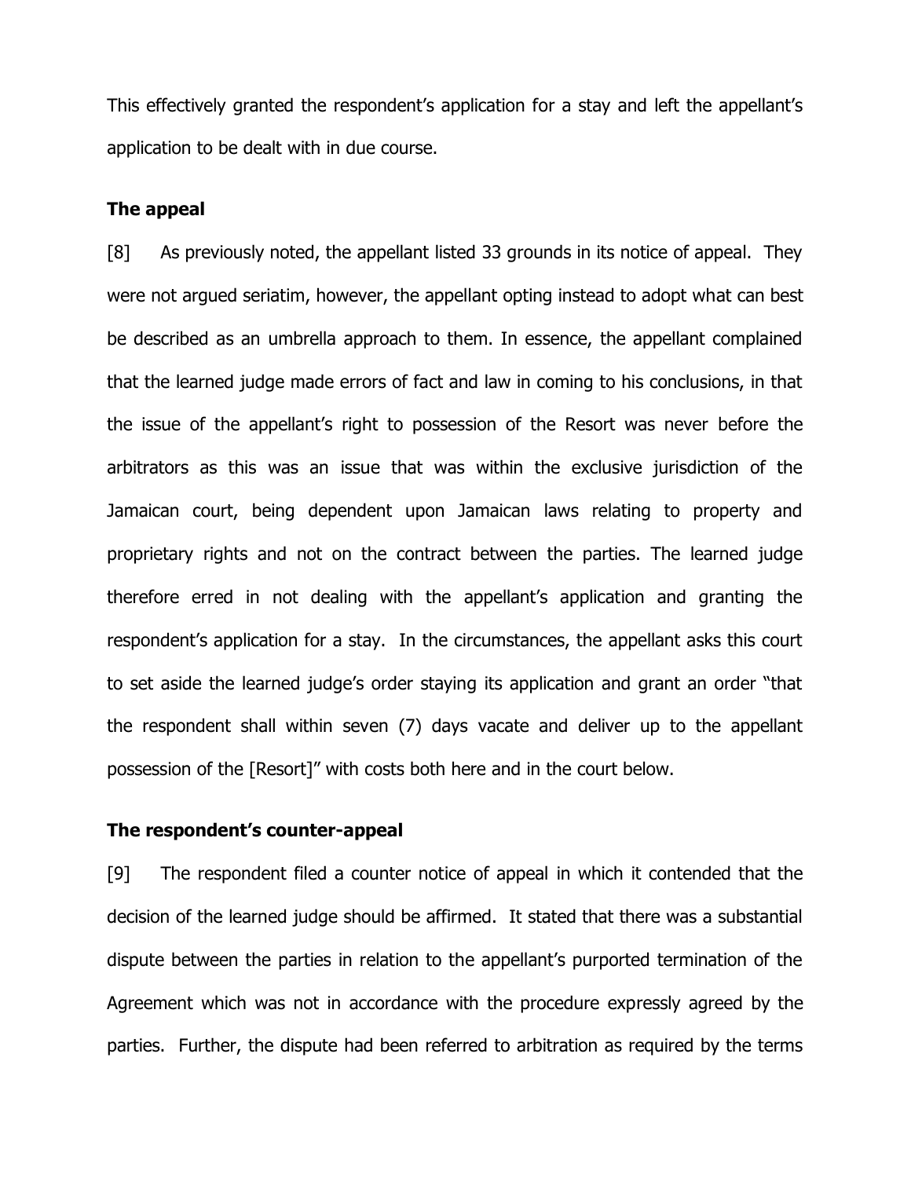This effectively granted the respondent's application for a stay and left the appellant's application to be dealt with in due course.

### The appeal

[8] As previously noted, the appellant listed 33 grounds in its notice of appeal. They were not argued seriatim, however, the appellant opting instead to adopt what can best be described as an umbrella approach to them. In essence, the appellant complained that the learned judge made errors of fact and law in coming to his conclusions, in that the issue of the appellant's right to possession of the Resort was never before the arbitrators as this was an issue that was within the exclusive jurisdiction of the Jamaican court, being dependent upon Jamaican laws relating to property and proprietary rights and not on the contract between the parties. The learned judge therefore erred in not dealing with the appellant's application and granting the respondent's application for a stay. In the circumstances, the appellant asks this court to set aside the learned judge's order staying its application and grant an order "that the respondent shall within seven (7) days vacate and deliver up to the appellant possession of the [Resort]" with costs both here and in the court below.

### The respondent's counter-appeal

[9] The respondent filed a counter notice of appeal in which it contended that the decision of the learned judge should be affirmed. It stated that there was a substantial dispute between the parties in relation to the appellant's purported termination of the Agreement which was not in accordance with the procedure expressly agreed by the parties. Further, the dispute had been referred to arbitration as required by the terms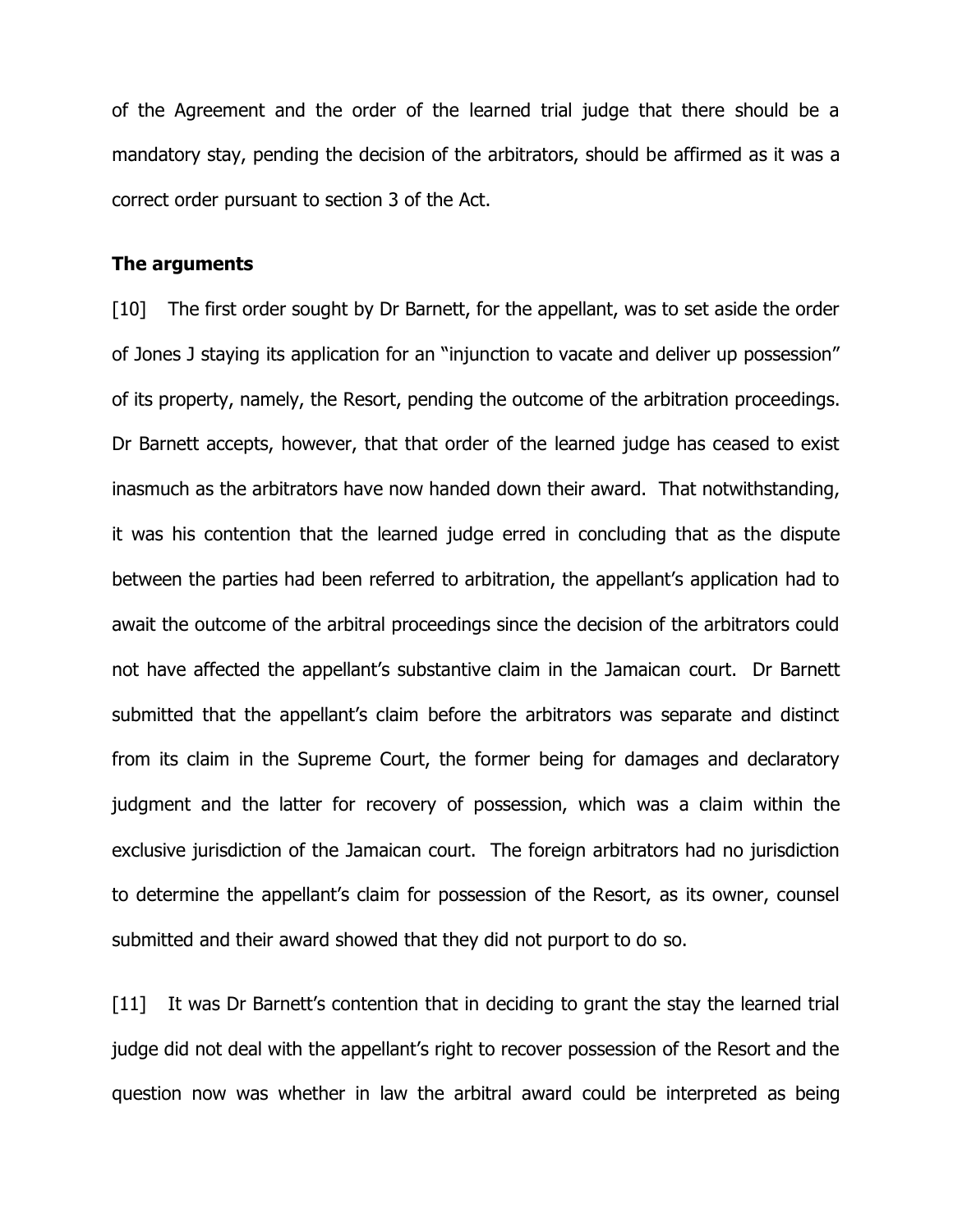of the Agreement and the order of the learned trial judge that there should be a mandatory stay, pending the decision of the arbitrators, should be affirmed as it was a correct order pursuant to section 3 of the Act.

**The arguments**

[10] The first order sought by Dr Barnett, for the appellant, was to set aside the order of Jones J staying its application for an "injunction to vacate and deliver up possession" of its property, namely, the Resort, pending the outcome of the arbitration proceedings. Dr Barnett accepts, however, that that order of the learned judge has ceased to exist inasmuch as the arbitrators have now handed down their award. That notwithstanding, it was his contention that the learned judge erred in concluding that as the dispute between the parties had been referred to arbitration, the appellant's application had to await the outcome of the arbitral proceedings since the decision of the arbitrators could not have affected the appellant's substantive claim in the Jamaican court. Dr Barnett submitted that the appellant's claim before the arbitrators was separate and distinct from its claim in the Supreme Court, the former being for damages and declaratory judgment and the latter for recovery of possession, which was a claim within the exclusive jurisdiction of the Jamaican court. The foreign arbitrators had no jurisdiction to determine the appellant's claim for possession of the Resort, as its owner, counsel submitted and their award showed that they did not purport to do so.

[11] It was Dr Barnett's contention that in deciding to grant the stay the learned trial judge did not deal with the appellant's right to recover possession of the Resort and the question now was whether in law the arbitral award could be interpreted as being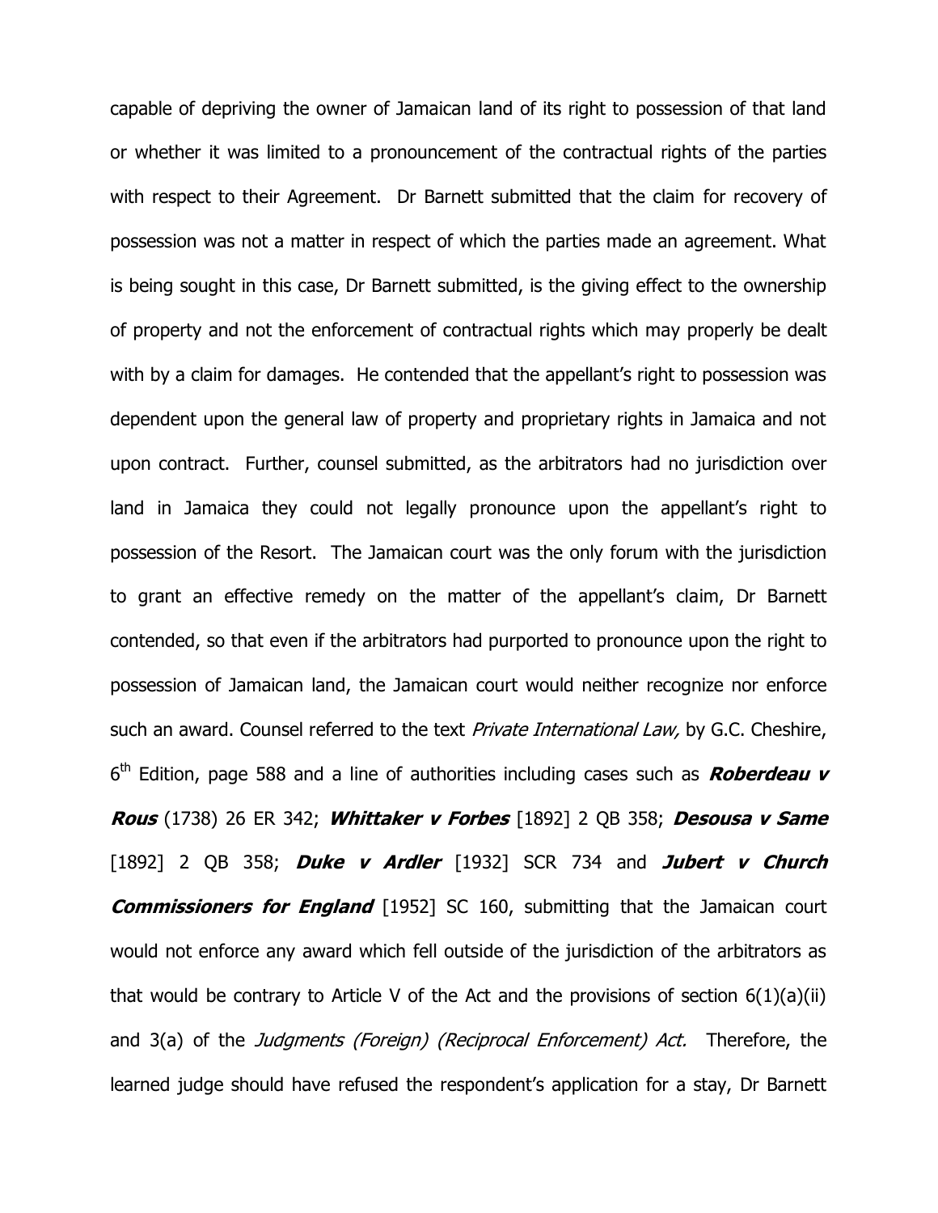capable of depriving the owner of Jamaican land of its right to possession of that land or whether it was limited to a pronouncement of the contractual rights of the parties with respect to their Agreement. Dr Barnett submitted that the claim for recovery of possession was not a matter in respect of which the parties made an agreement. What is being sought in this case, Dr Barnett submitted, is the giving effect to the ownership of property and not the enforcement of contractual rights which may properly be dealt with by a claim for damages. He contended that the appellant's right to possession was dependent upon the general law of property and proprietary rights in Jamaica and not upon contract. Further, counsel submitted, as the arbitrators had no jurisdiction over land in Jamaica they could not legally pronounce upon the appellant's right to possession of the Resort. The Jamaican court was the only forum with the jurisdiction to grant an effective remedy on the matter of the appellant's claim, Dr Barnett contended, so that even if the arbitrators had purported to pronounce upon the right to possession of Jamaican land, the Jamaican court would neither recognize nor enforce such an award. Counsel referred to the text *Private International Law,* by G.C. Cheshire, 6th Edition, page 588 and a line of authorities including cases such as ***Roberdeau v Rous*** (1738) 26 ER 342; ***Whittaker v Forbes*** [1892] 2 QB 358; ***Desousa v Same*** [1892] 2 QB 358; ***Duke v Ardler*** [1932] SCR 734 and ***Jubert v Church Commissioners for England*** [1952] SC 160, submitting that the Jamaican court would not enforce any award which fell outside of the jurisdiction of the arbitrators as that would be contrary to Article V of the Act and the provisions of section 6(1)(a)(ii) and 3(a) of the *Judgments (Foreign) (Reciprocal Enforcement) Act.* Therefore, the learned judge should have refused the respondent's application for a stay, Dr Barnett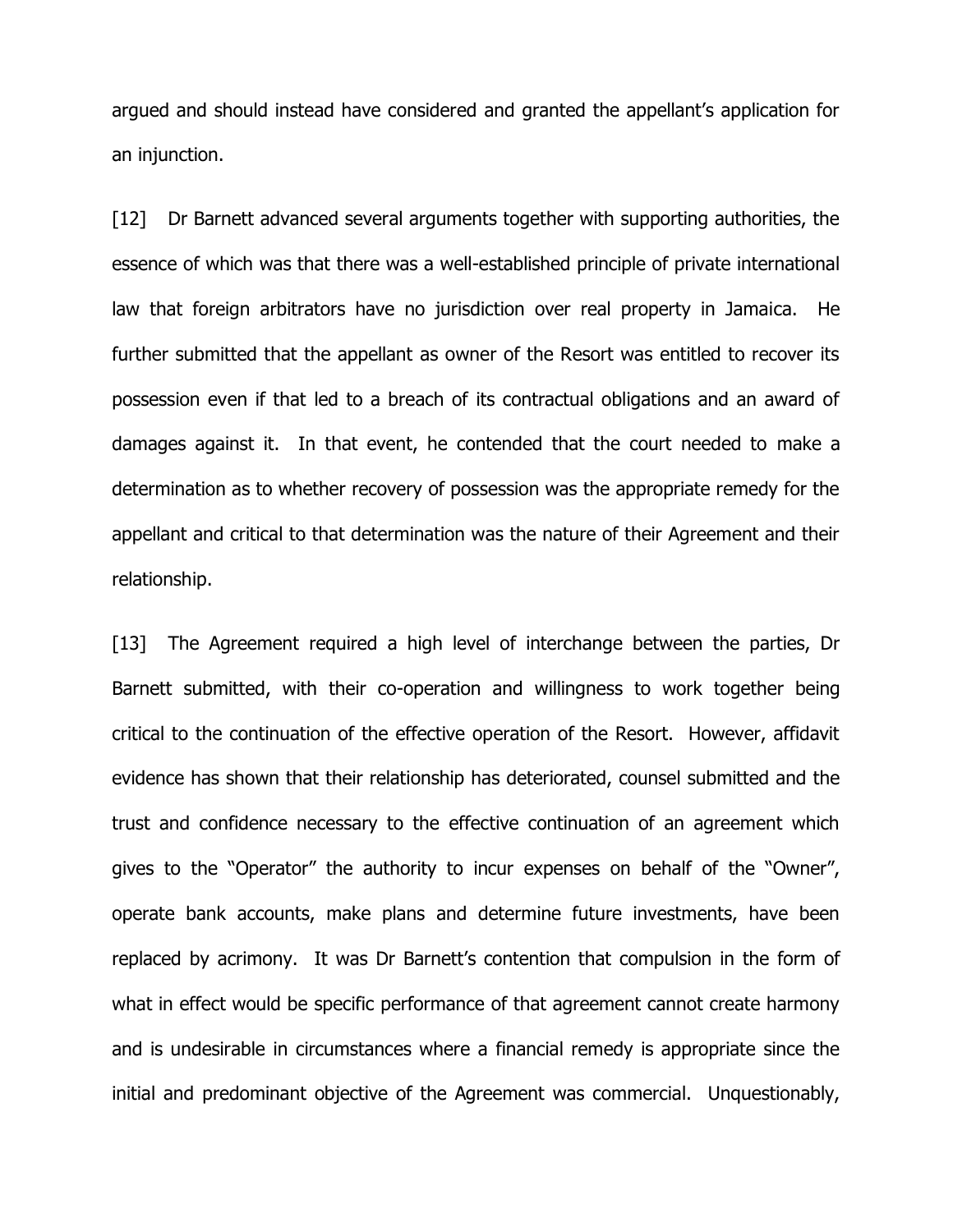argued and should instead have considered and granted the appellant's application for an injunction.

[12] Dr Barnett advanced several arguments together with supporting authorities, the essence of which was that there was a well-established principle of private international law that foreign arbitrators have no jurisdiction over real property in Jamaica. He further submitted that the appellant as owner of the Resort was entitled to recover its possession even if that led to a breach of its contractual obligations and an award of damages against it. In that event, he contended that the court needed to make a determination as to whether recovery of possession was the appropriate remedy for the appellant and critical to that determination was the nature of their Agreement and their relationship.

[13] The Agreement required a high level of interchange between the parties, Dr Barnett submitted, with their co-operation and willingness to work together being critical to the continuation of the effective operation of the Resort. However, affidavit evidence has shown that their relationship has deteriorated, counsel submitted and the trust and confidence necessary to the effective continuation of an agreement which gives to the "Operator" the authority to incur expenses on behalf of the "Owner", operate bank accounts, make plans and determine future investments, have been replaced by acrimony. It was Dr Barnett's contention that compulsion in the form of what in effect would be specific performance of that agreement cannot create harmony and is undesirable in circumstances where a financial remedy is appropriate since the initial and predominant objective of the Agreement was commercial. Unquestionably,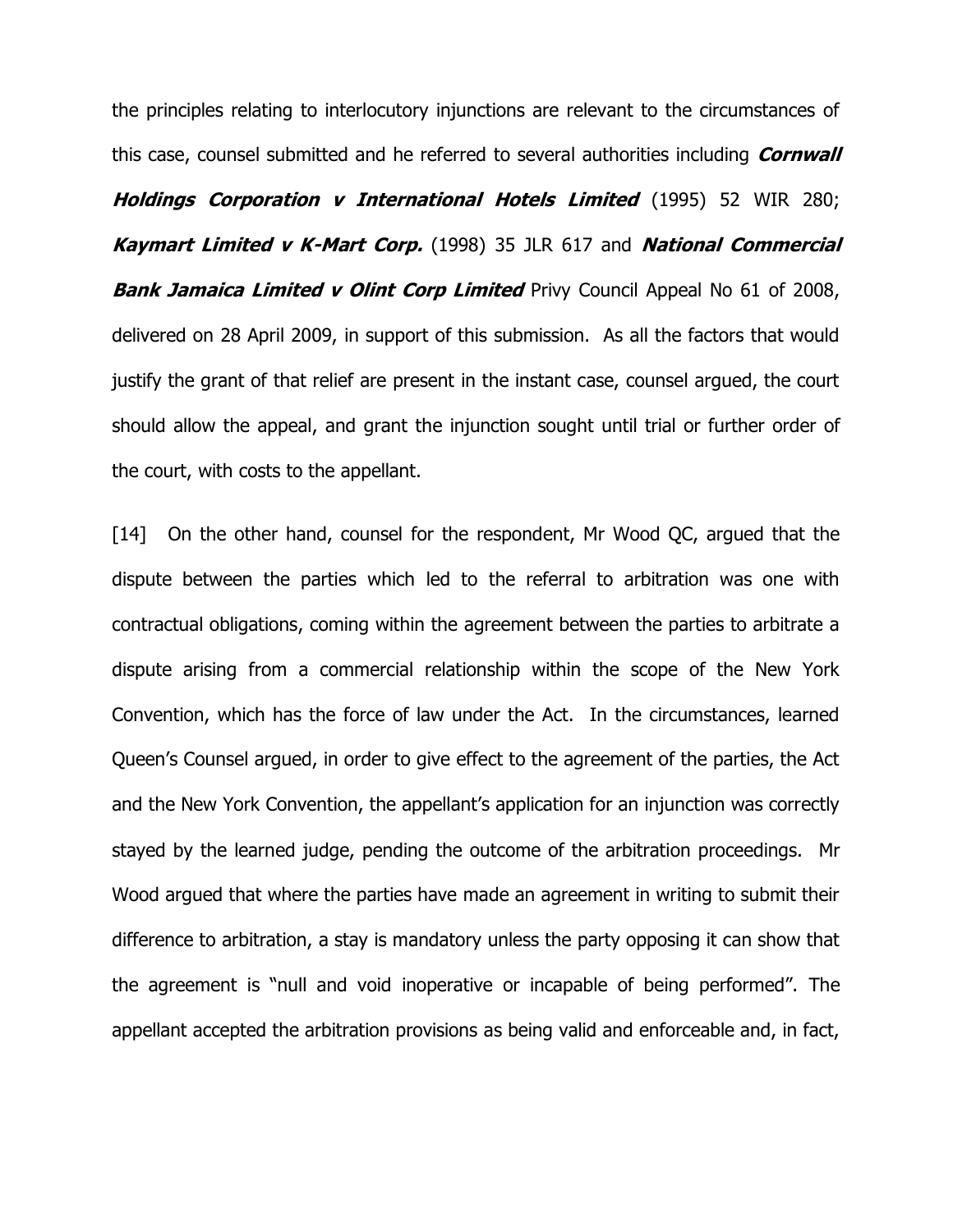the principles relating to interlocutory injunctions are relevant to the circumstances of this case, counsel submitted and he referred to several authorities including ***Cornwall Holdings Corporation v International Hotels Limited*** (1995) 52 WIR 280; ***Kaymart Limited v K-Mart Corp.*** (1998) 35 JLR 617 and ***National Commercial Bank Jamaica Limited v Olint Corp Limited*** Privy Council Appeal No 61 of 2008, delivered on 28 April 2009, in support of this submission. As all the factors that would justify the grant of that relief are present in the instant case, counsel argued, the court should allow the appeal, and grant the injunction sought until trial or further order of the court, with costs to the appellant.

[14] On the other hand, counsel for the respondent, Mr Wood QC, argued that the dispute between the parties which led to the referral to arbitration was one with contractual obligations, coming within the agreement between the parties to arbitrate a dispute arising from a commercial relationship within the scope of the New York Convention, which has the force of law under the Act. In the circumstances, learned Queen's Counsel argued, in order to give effect to the agreement of the parties, the Act and the New York Convention, the appellant's application for an injunction was correctly stayed by the learned judge, pending the outcome of the arbitration proceedings. Mr Wood argued that where the parties have made an agreement in writing to submit their difference to arbitration, a stay is mandatory unless the party opposing it can show that the agreement is "null and void inoperative or incapable of being performed". The appellant accepted the arbitration provisions as being valid and enforceable and, in fact,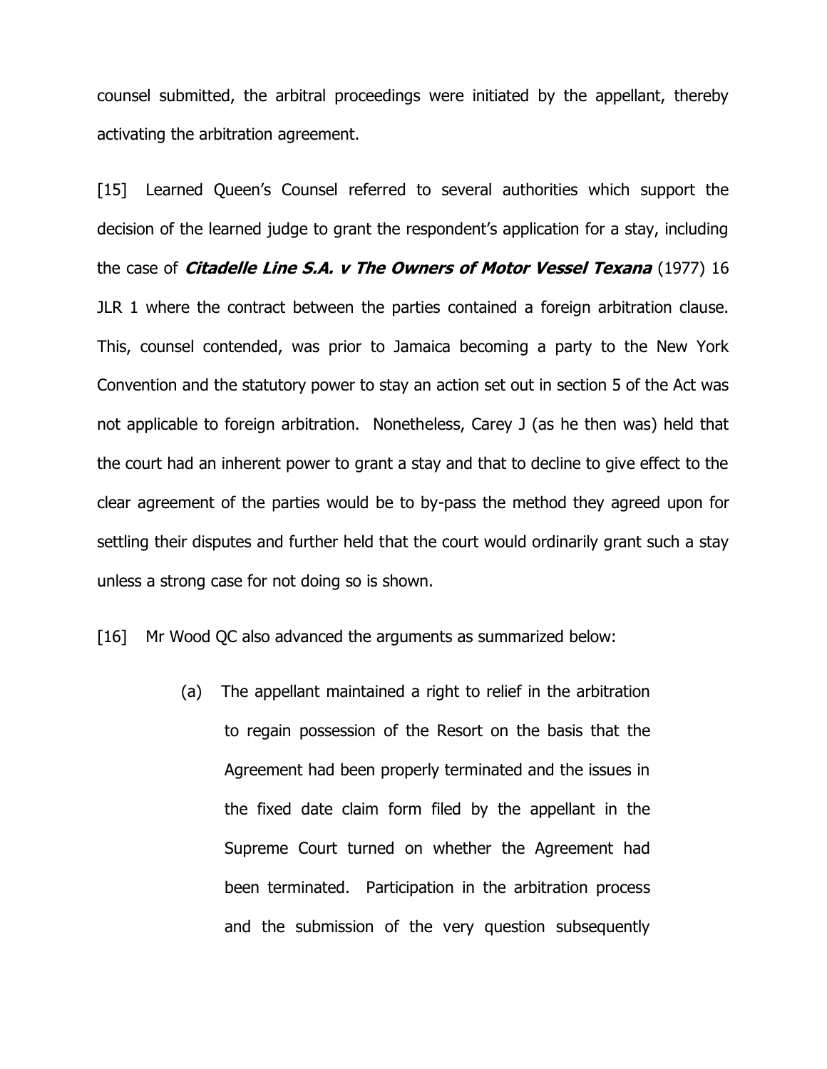counsel submitted, the arbitral proceedings were initiated by the appellant, thereby activating the arbitration agreement.

[15] Learned Queen's Counsel referred to several authorities which support the decision of the learned judge to grant the respondent's application for a stay, including the case of ***Citadelle Line S.A. v The Owners of Motor Vessel Texana*** (1977) 16 JLR 1 where the contract between the parties contained a foreign arbitration clause. This, counsel contended, was prior to Jamaica becoming a party to the New York Convention and the statutory power to stay an action set out in section 5 of the Act was not applicable to foreign arbitration. Nonetheless, Carey J (as he then was) held that the court had an inherent power to grant a stay and that to decline to give effect to the clear agreement of the parties would be to by-pass the method they agreed upon for settling their disputes and further held that the court would ordinarily grant such a stay unless a strong case for not doing so is shown.

[16] Mr Wood QC also advanced the arguments as summarized below:

> (a) The appellant maintained a right to relief in the arbitration to regain possession of the Resort on the basis that the Agreement had been properly terminated and the issues in the fixed date claim form filed by the appellant in the Supreme Court turned on whether the Agreement had been terminated. Participation in the arbitration process and the submission of the very question subsequently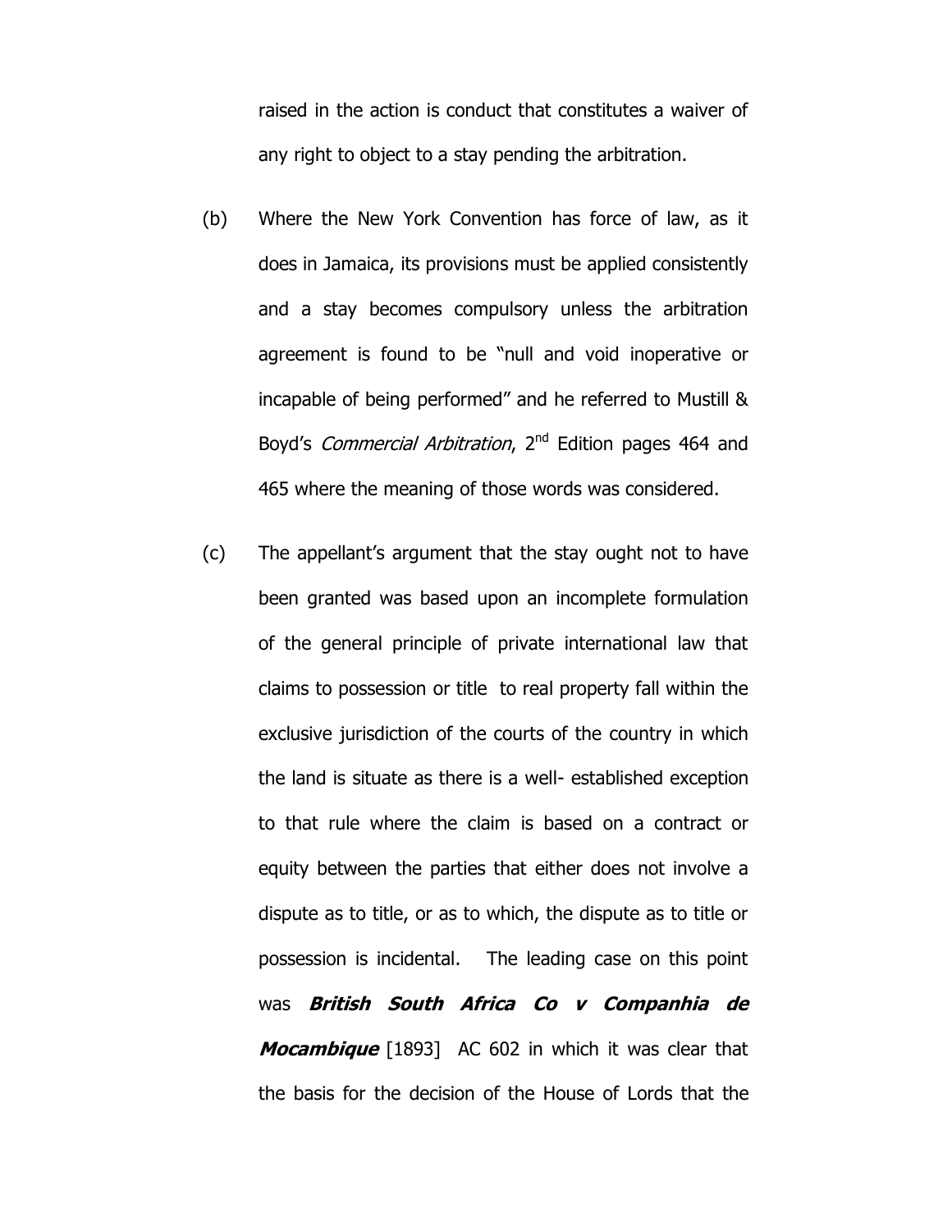raised in the action is conduct that constitutes a waiver of any right to object to a stay pending the arbitration.

(b) Where the New York Convention has force of law, as it does in Jamaica, its provisions must be applied consistently and a stay becomes compulsory unless the arbitration agreement is found to be "null and void inoperative or incapable of being performed" and he referred to Mustill & Boyd's *Commercial Arbitration*, 2nd Edition pages 464 and 465 where the meaning of those words was considered.

(c) The appellant's argument that the stay ought not to have been granted was based upon an incomplete formulation of the general principle of private international law that claims to possession or title to real property fall within the exclusive jurisdiction of the courts of the country in which the land is situate as there is a well- established exception to that rule where the claim is based on a contract or equity between the parties that either does not involve a dispute as to title, or as to which, the dispute as to title or possession is incidental. The leading case on this point was ***British South Africa Co v Companhia de Mocambique*** [1893] AC 602 in which it was clear that the basis for the decision of the House of Lords that the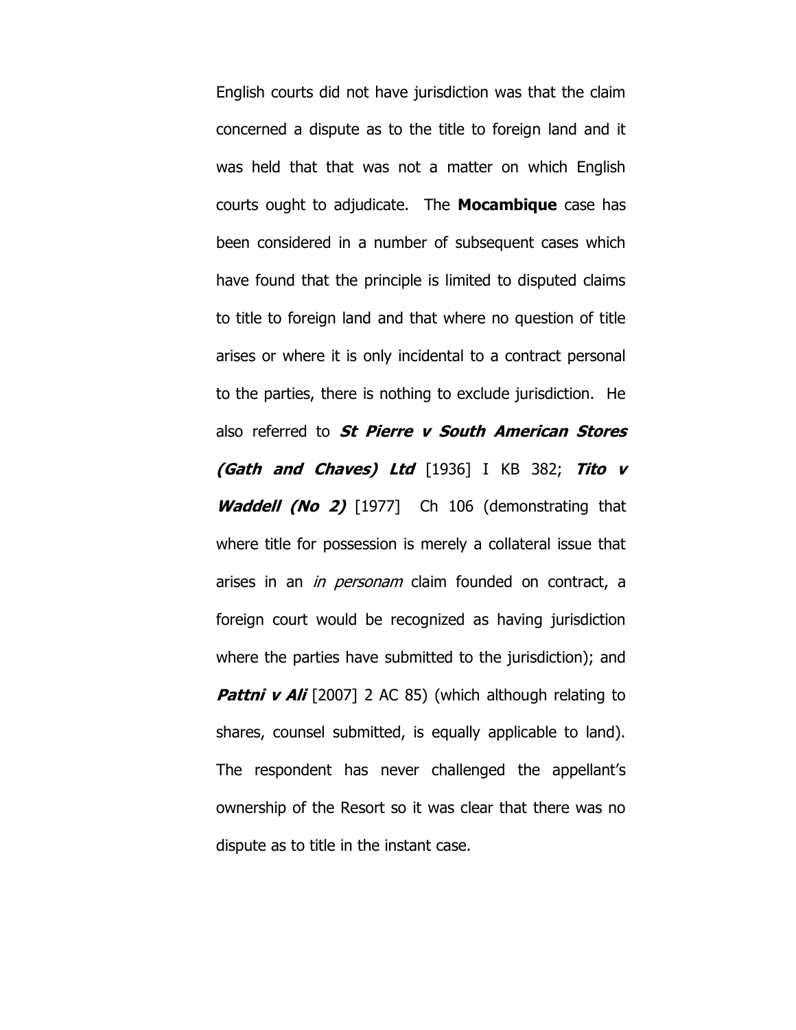English courts did not have jurisdiction was that the claim concerned a dispute as to the title to foreign land and it was held that that was not a matter on which English courts ought to adjudicate. The **Mocambique** case has been considered in a number of subsequent cases which have found that the principle is limited to disputed claims to title to foreign land and that where no question of title arises or where it is only incidental to a contract personal to the parties, there is nothing to exclude jurisdiction. He also referred to ***St Pierre v South American Stores (Gath and Chaves) Ltd*** [1936] I KB 382; ***Tito v Waddell (No 2)*** [1977] Ch 106 (demonstrating that where title for possession is merely a collateral issue that arises in an *in personam* claim founded on contract, a foreign court would be recognized as having jurisdiction where the parties have submitted to the jurisdiction); and ***Pattni v Ali*** [2007] 2 AC 85) (which although relating to shares, counsel submitted, is equally applicable to land). The respondent has never challenged the appellant's ownership of the Resort so it was clear that there was no dispute as to title in the instant case.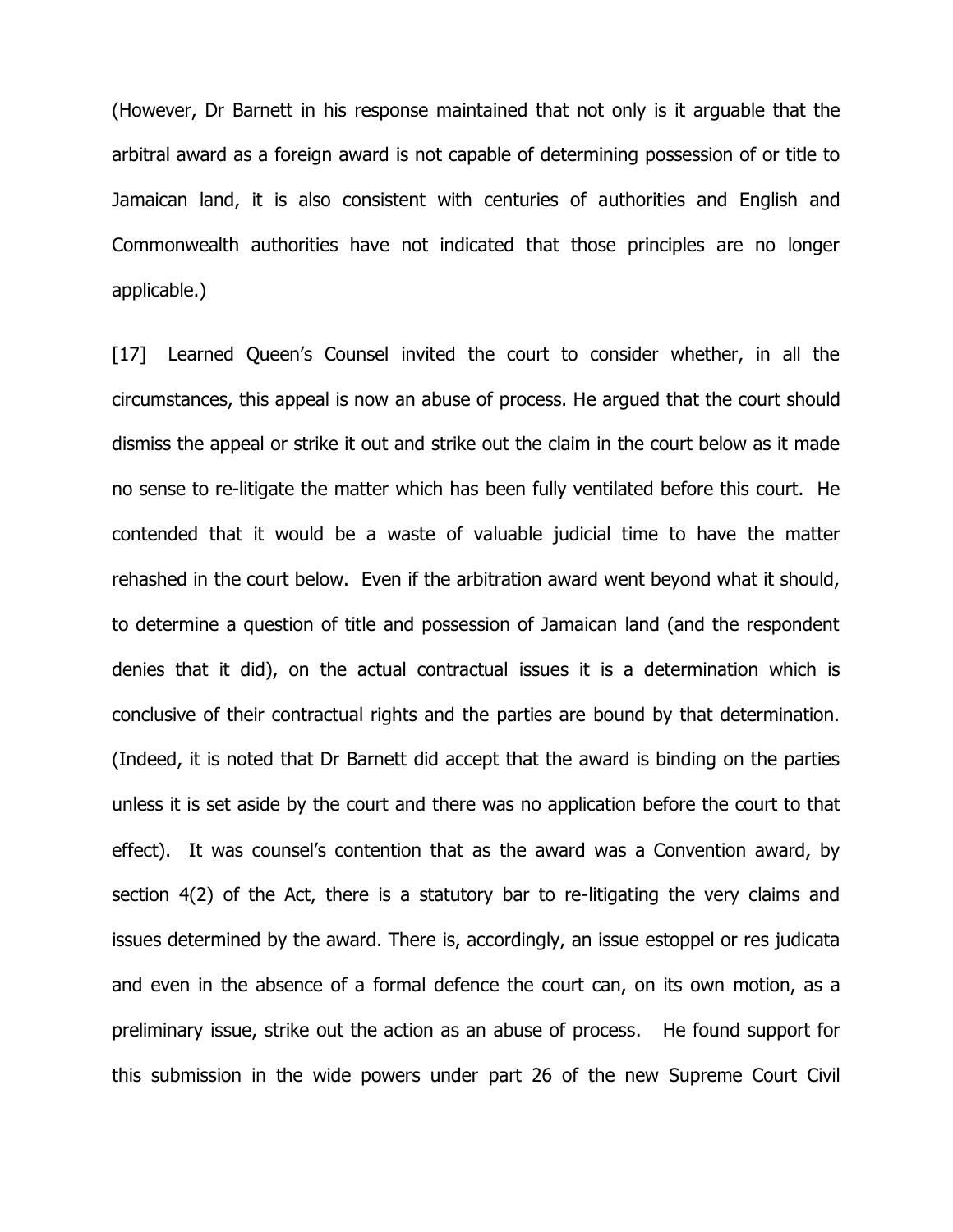(However, Dr Barnett in his response maintained that not only is it arguable that the arbitral award as a foreign award is not capable of determining possession of or title to Jamaican land, it is also consistent with centuries of authorities and English and Commonwealth authorities have not indicated that those principles are no longer applicable.)

[17] Learned Queen's Counsel invited the court to consider whether, in all the circumstances, this appeal is now an abuse of process. He argued that the court should dismiss the appeal or strike it out and strike out the claim in the court below as it made no sense to re-litigate the matter which has been fully ventilated before this court. He contended that it would be a waste of valuable judicial time to have the matter rehashed in the court below. Even if the arbitration award went beyond what it should, to determine a question of title and possession of Jamaican land (and the respondent denies that it did), on the actual contractual issues it is a determination which is conclusive of their contractual rights and the parties are bound by that determination. (Indeed, it is noted that Dr Barnett did accept that the award is binding on the parties unless it is set aside by the court and there was no application before the court to that effect). It was counsel's contention that as the award was a Convention award, by section 4(2) of the Act, there is a statutory bar to re-litigating the very claims and issues determined by the award. There is, accordingly, an issue estoppel or res judicata and even in the absence of a formal defence the court can, on its own motion, as a preliminary issue, strike out the action as an abuse of process. He found support for this submission in the wide powers under part 26 of the new Supreme Court Civil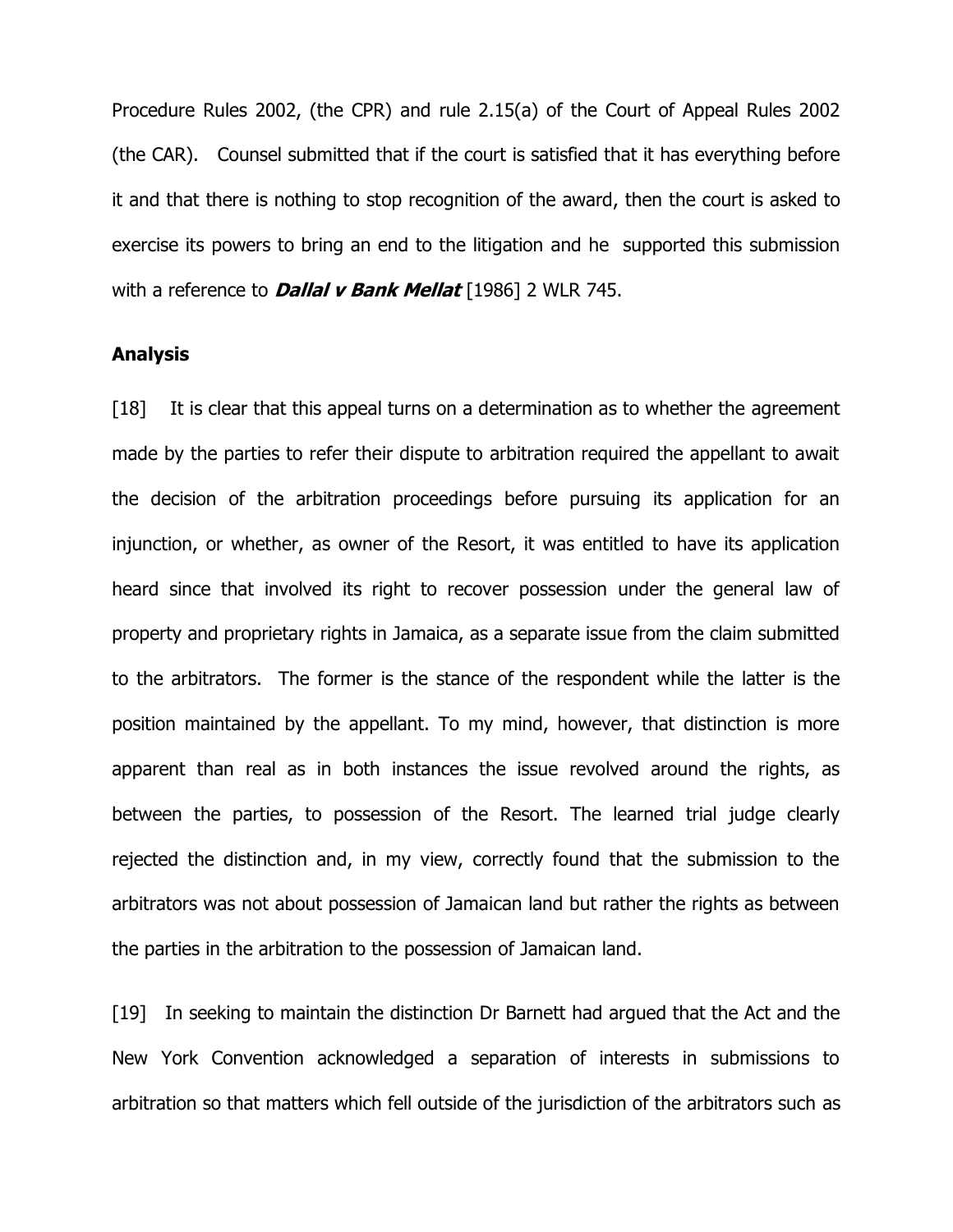Procedure Rules 2002, (the CPR) and rule 2.15(a) of the Court of Appeal Rules 2002 (the CAR). Counsel submitted that if the court is satisfied that it has everything before it and that there is nothing to stop recognition of the award, then the court is asked to exercise its powers to bring an end to the litigation and he supported this submission with a reference to ***Dallal v Bank Mellat*** [1986] 2 WLR 745.

## Analysis

[18] It is clear that this appeal turns on a determination as to whether the agreement made by the parties to refer their dispute to arbitration required the appellant to await the decision of the arbitration proceedings before pursuing its application for an injunction, or whether, as owner of the Resort, it was entitled to have its application heard since that involved its right to recover possession under the general law of property and proprietary rights in Jamaica, as a separate issue from the claim submitted to the arbitrators. The former is the stance of the respondent while the latter is the position maintained by the appellant. To my mind, however, that distinction is more apparent than real as in both instances the issue revolved around the rights, as between the parties, to possession of the Resort. The learned trial judge clearly rejected the distinction and, in my view, correctly found that the submission to the arbitrators was not about possession of Jamaican land but rather the rights as between the parties in the arbitration to the possession of Jamaican land.

[19] In seeking to maintain the distinction Dr Barnett had argued that the Act and the New York Convention acknowledged a separation of interests in submissions to arbitration so that matters which fell outside of the jurisdiction of the arbitrators such as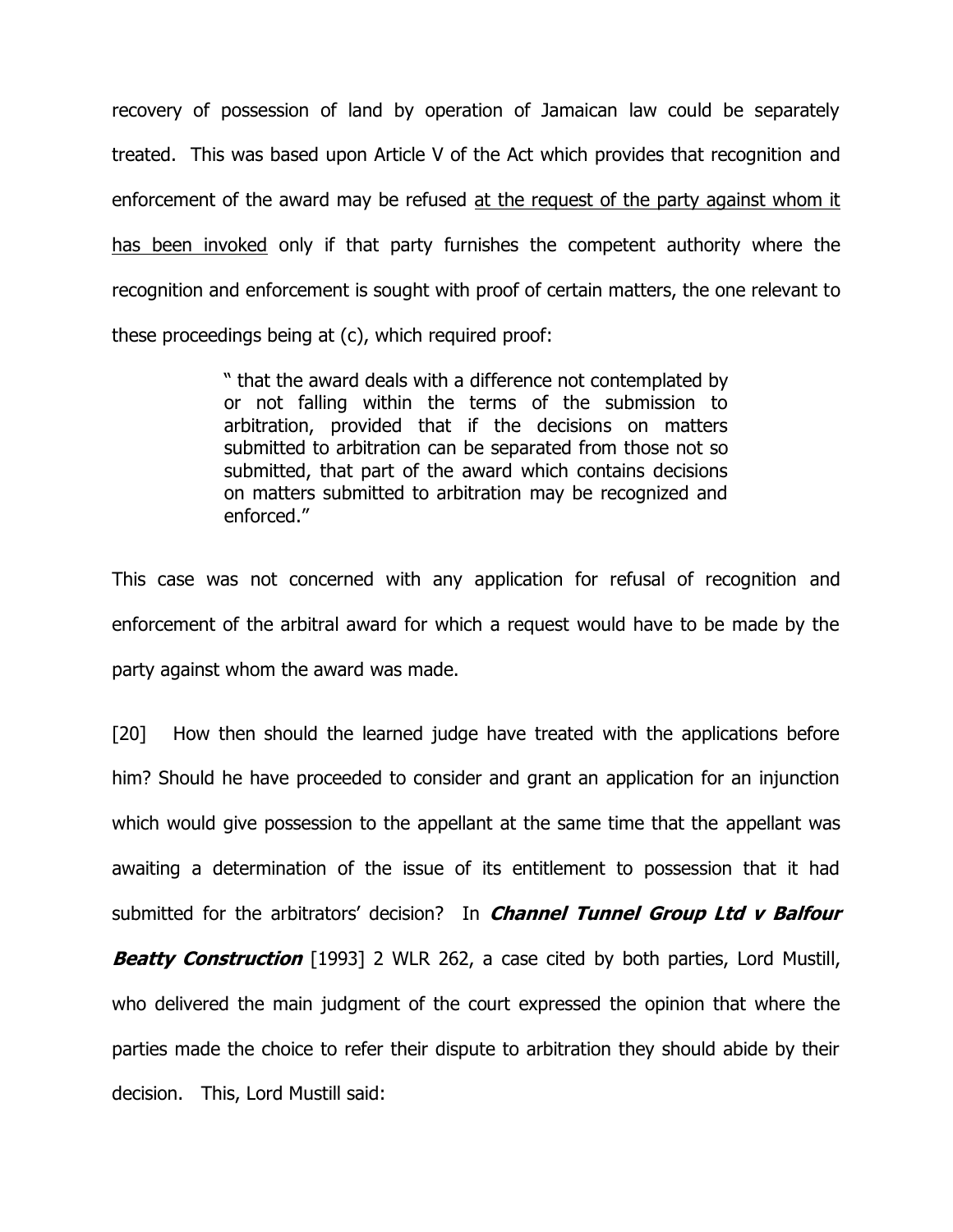recovery of possession of land by operation of Jamaican law could be separately treated. This was based upon Article V of the Act which provides that recognition and enforcement of the award may be refused <u>at the request of the party against whom it has been invoked</u> only if that party furnishes the competent authority where the recognition and enforcement is sought with proof of certain matters, the one relevant to these proceedings being at (c), which required proof:

> " that the award deals with a difference not contemplated by or not falling within the terms of the submission to arbitration, provided that if the decisions on matters submitted to arbitration can be separated from those not so submitted, that part of the award which contains decisions on matters submitted to arbitration may be recognized and enforced."

This case was not concerned with any application for refusal of recognition and enforcement of the arbitral award for which a request would have to be made by the party against whom the award was made.

[20] How then should the learned judge have treated with the applications before him? Should he have proceeded to consider and grant an application for an injunction which would give possession to the appellant at the same time that the appellant was awaiting a determination of the issue of its entitlement to possession that it had submitted for the arbitrators' decision? In ***Channel Tunnel Group Ltd v Balfour Beatty Construction*** [1993] 2 WLR 262, a case cited by both parties, Lord Mustill, who delivered the main judgment of the court expressed the opinion that where the parties made the choice to refer their dispute to arbitration they should abide by their decision. This, Lord Mustill said: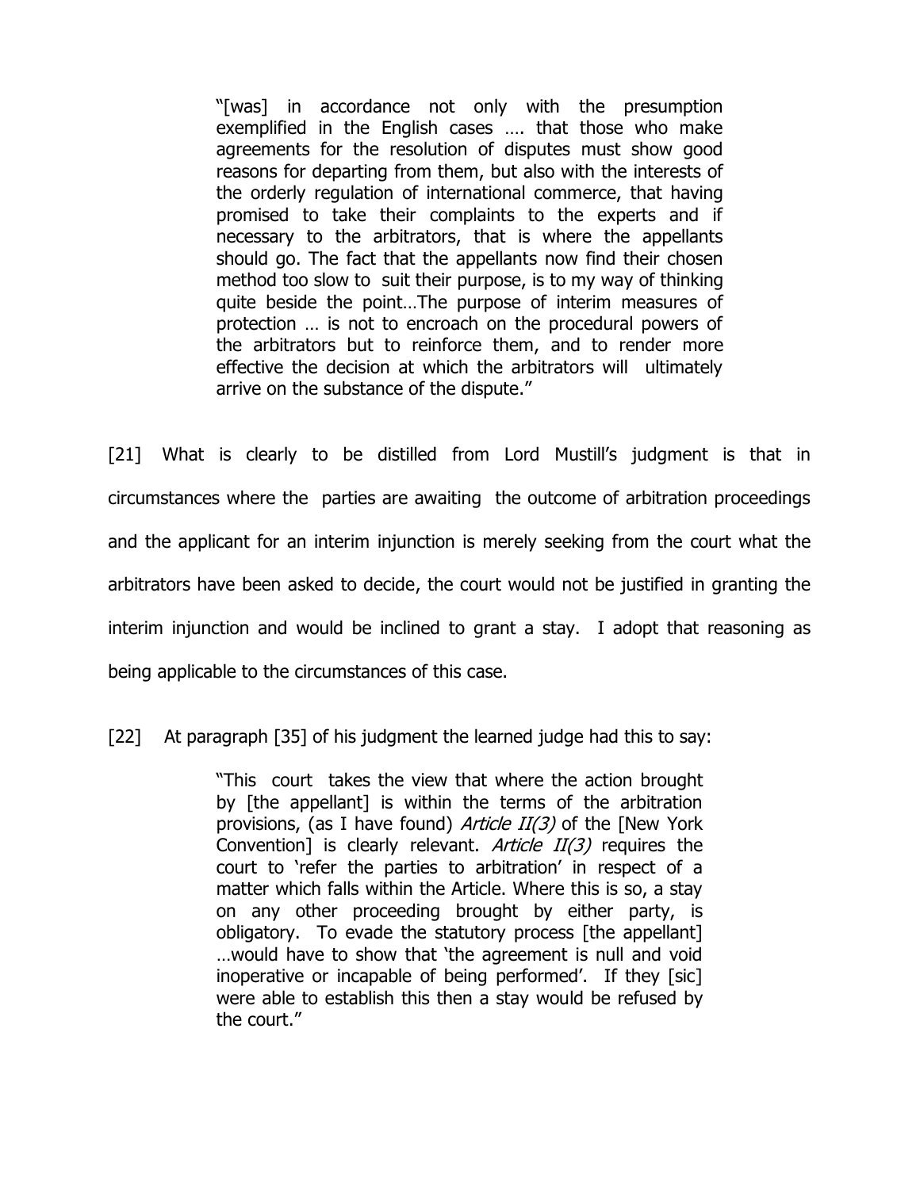> "[was] in accordance not only with the presumption exemplified in the English cases …. that those who make agreements for the resolution of disputes must show good reasons for departing from them, but also with the interests of the orderly regulation of international commerce, that having promised to take their complaints to the experts and if necessary to the arbitrators, that is where the appellants should go. The fact that the appellants now find their chosen method too slow to suit their purpose, is to my way of thinking quite beside the point…The purpose of interim measures of protection … is not to encroach on the procedural powers of the arbitrators but to reinforce them, and to render more effective the decision at which the arbitrators will ultimately arrive on the substance of the dispute."

[21] What is clearly to be distilled from Lord Mustill's judgment is that in circumstances where the parties are awaiting the outcome of arbitration proceedings and the applicant for an interim injunction is merely seeking from the court what the arbitrators have been asked to decide, the court would not be justified in granting the interim injunction and would be inclined to grant a stay. I adopt that reasoning as being applicable to the circumstances of this case.

[22] At paragraph [35] of his judgment the learned judge had this to say:

> "This court takes the view that where the action brought by [the appellant] is within the terms of the arbitration provisions, (as I have found) *Article II(3)* of the [New York Convention] is clearly relevant. *Article II(3)* requires the court to 'refer the parties to arbitration' in respect of a matter which falls within the Article. Where this is so, a stay on any other proceeding brought by either party, is obligatory. To evade the statutory process [the appellant] …would have to show that 'the agreement is null and void inoperative or incapable of being performed'. If they [sic] were able to establish this then a stay would be refused by the court."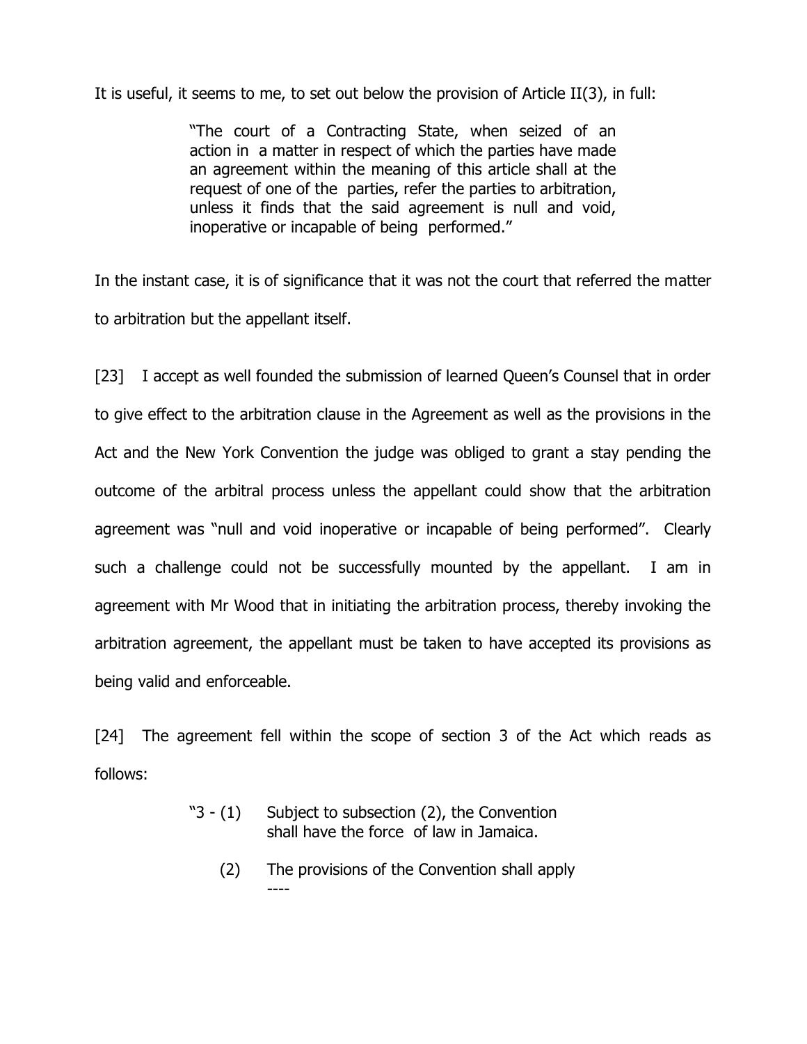It is useful, it seems to me, to set out below the provision of Article II(3), in full:

> "The court of a Contracting State, when seized of an action in a matter in respect of which the parties have made an agreement within the meaning of this article shall at the request of one of the parties, refer the parties to arbitration, unless it finds that the said agreement is null and void, inoperative or incapable of being performed."

In the instant case, it is of significance that it was not the court that referred the matter to arbitration but the appellant itself.

[23] I accept as well founded the submission of learned Queen's Counsel that in order to give effect to the arbitration clause in the Agreement as well as the provisions in the Act and the New York Convention the judge was obliged to grant a stay pending the outcome of the arbitral process unless the appellant could show that the arbitration agreement was "null and void inoperative or incapable of being performed". Clearly such a challenge could not be successfully mounted by the appellant. I am in agreement with Mr Wood that in initiating the arbitration process, thereby invoking the arbitration agreement, the appellant must be taken to have accepted its provisions as being valid and enforceable.

[24] The agreement fell within the scope of section 3 of the Act which reads as follows:

> "3 - (1) Subject to subsection (2), the Convention shall have the force of law in Jamaica.
>
> (2) The provisions of the Convention shall apply
> ----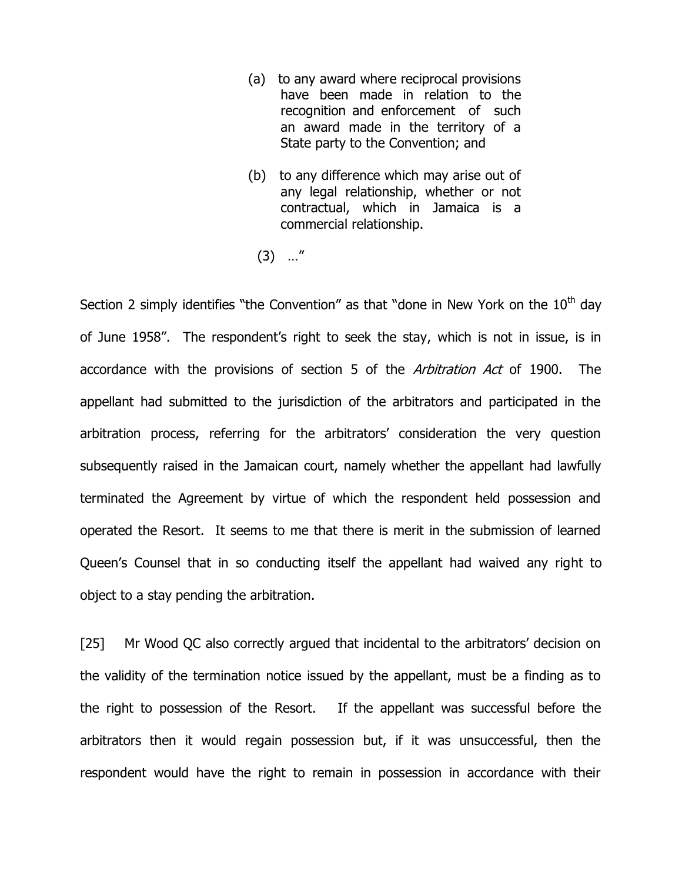> (a) to any award where reciprocal provisions have been made in relation to the recognition and enforcement of such an award made in the territory of a State party to the Convention; and
>
> (b) to any difference which may arise out of any legal relationship, whether or not contractual, which in Jamaica is a commercial relationship.
>
> (3) …"

Section 2 simply identifies "the Convention" as that "done in New York on the 10th day of June 1958". The respondent's right to seek the stay, which is not in issue, is in accordance with the provisions of section 5 of the *Arbitration Act* of 1900. The appellant had submitted to the jurisdiction of the arbitrators and participated in the arbitration process, referring for the arbitrators' consideration the very question subsequently raised in the Jamaican court, namely whether the appellant had lawfully terminated the Agreement by virtue of which the respondent held possession and operated the Resort. It seems to me that there is merit in the submission of learned Queen's Counsel that in so conducting itself the appellant had waived any right to object to a stay pending the arbitration.

[25] Mr Wood QC also correctly argued that incidental to the arbitrators' decision on the validity of the termination notice issued by the appellant, must be a finding as to the right to possession of the Resort. If the appellant was successful before the arbitrators then it would regain possession but, if it was unsuccessful, then the respondent would have the right to remain in possession in accordance with their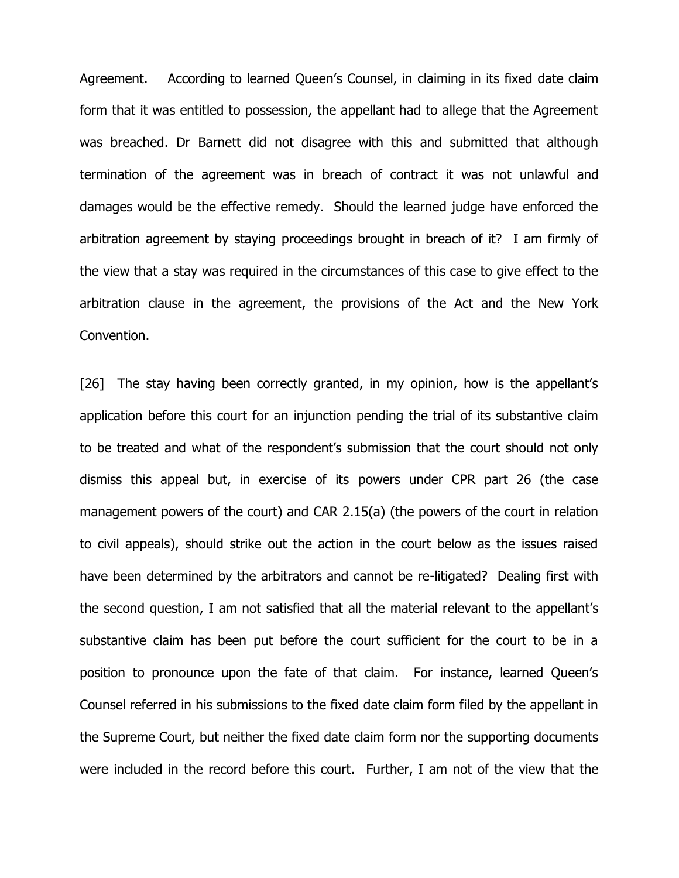Agreement. According to learned Queen's Counsel, in claiming in its fixed date claim form that it was entitled to possession, the appellant had to allege that the Agreement was breached. Dr Barnett did not disagree with this and submitted that although termination of the agreement was in breach of contract it was not unlawful and damages would be the effective remedy. Should the learned judge have enforced the arbitration agreement by staying proceedings brought in breach of it? I am firmly of the view that a stay was required in the circumstances of this case to give effect to the arbitration clause in the agreement, the provisions of the Act and the New York Convention.

[26] The stay having been correctly granted, in my opinion, how is the appellant's application before this court for an injunction pending the trial of its substantive claim to be treated and what of the respondent's submission that the court should not only dismiss this appeal but, in exercise of its powers under CPR part 26 (the case management powers of the court) and CAR 2.15(a) (the powers of the court in relation to civil appeals), should strike out the action in the court below as the issues raised have been determined by the arbitrators and cannot be re-litigated? Dealing first with the second question, I am not satisfied that all the material relevant to the appellant's substantive claim has been put before the court sufficient for the court to be in a position to pronounce upon the fate of that claim. For instance, learned Queen's Counsel referred in his submissions to the fixed date claim form filed by the appellant in the Supreme Court, but neither the fixed date claim form nor the supporting documents were included in the record before this court. Further, I am not of the view that the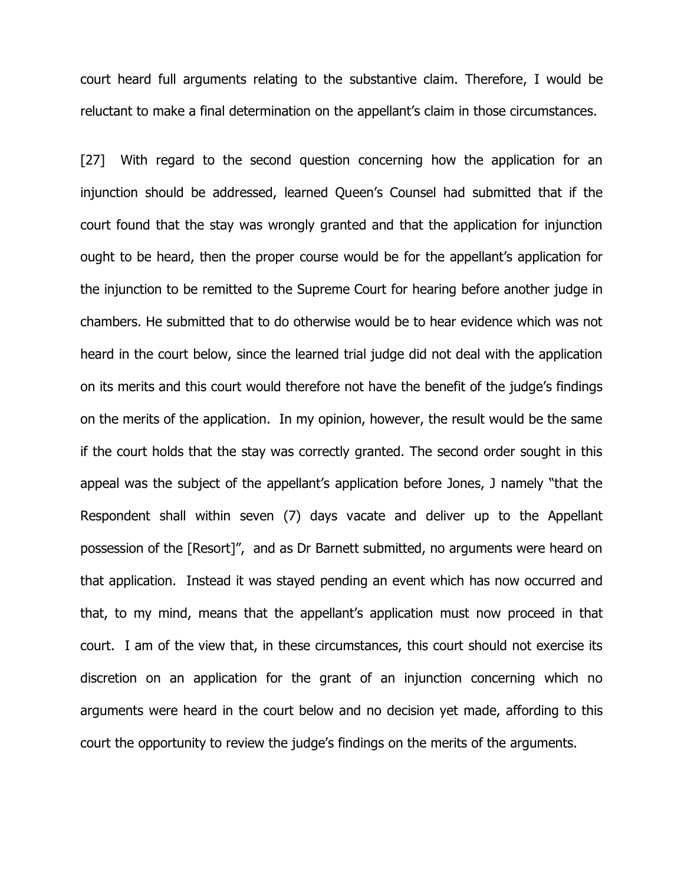court heard full arguments relating to the substantive claim. Therefore, I would be reluctant to make a final determination on the appellant's claim in those circumstances.

[27] With regard to the second question concerning how the application for an injunction should be addressed, learned Queen's Counsel had submitted that if the court found that the stay was wrongly granted and that the application for injunction ought to be heard, then the proper course would be for the appellant's application for the injunction to be remitted to the Supreme Court for hearing before another judge in chambers. He submitted that to do otherwise would be to hear evidence which was not heard in the court below, since the learned trial judge did not deal with the application on its merits and this court would therefore not have the benefit of the judge's findings on the merits of the application. In my opinion, however, the result would be the same if the court holds that the stay was correctly granted. The second order sought in this appeal was the subject of the appellant's application before Jones, J namely "that the Respondent shall within seven (7) days vacate and deliver up to the Appellant possession of the [Resort]", and as Dr Barnett submitted, no arguments were heard on that application. Instead it was stayed pending an event which has now occurred and that, to my mind, means that the appellant's application must now proceed in that court. I am of the view that, in these circumstances, this court should not exercise its discretion on an application for the grant of an injunction concerning which no arguments were heard in the court below and no decision yet made, affording to this court the opportunity to review the judge's findings on the merits of the arguments.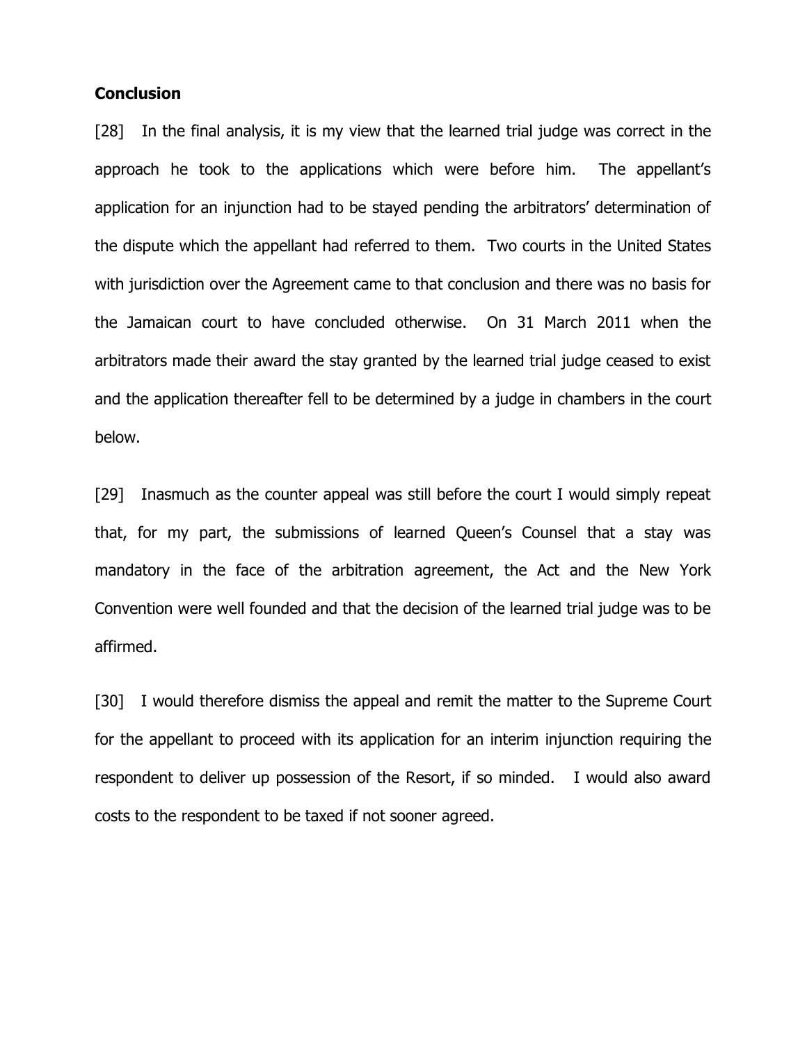**Conclusion**

[28] In the final analysis, it is my view that the learned trial judge was correct in the approach he took to the applications which were before him. The appellant's application for an injunction had to be stayed pending the arbitrators' determination of the dispute which the appellant had referred to them. Two courts in the United States with jurisdiction over the Agreement came to that conclusion and there was no basis for the Jamaican court to have concluded otherwise. On 31 March 2011 when the arbitrators made their award the stay granted by the learned trial judge ceased to exist and the application thereafter fell to be determined by a judge in chambers in the court below.

[29] Inasmuch as the counter appeal was still before the court I would simply repeat that, for my part, the submissions of learned Queen's Counsel that a stay was mandatory in the face of the arbitration agreement, the Act and the New York Convention were well founded and that the decision of the learned trial judge was to be affirmed.

[30] I would therefore dismiss the appeal and remit the matter to the Supreme Court for the appellant to proceed with its application for an interim injunction requiring the respondent to deliver up possession of the Resort, if so minded. I would also award costs to the respondent to be taxed if not sooner agreed.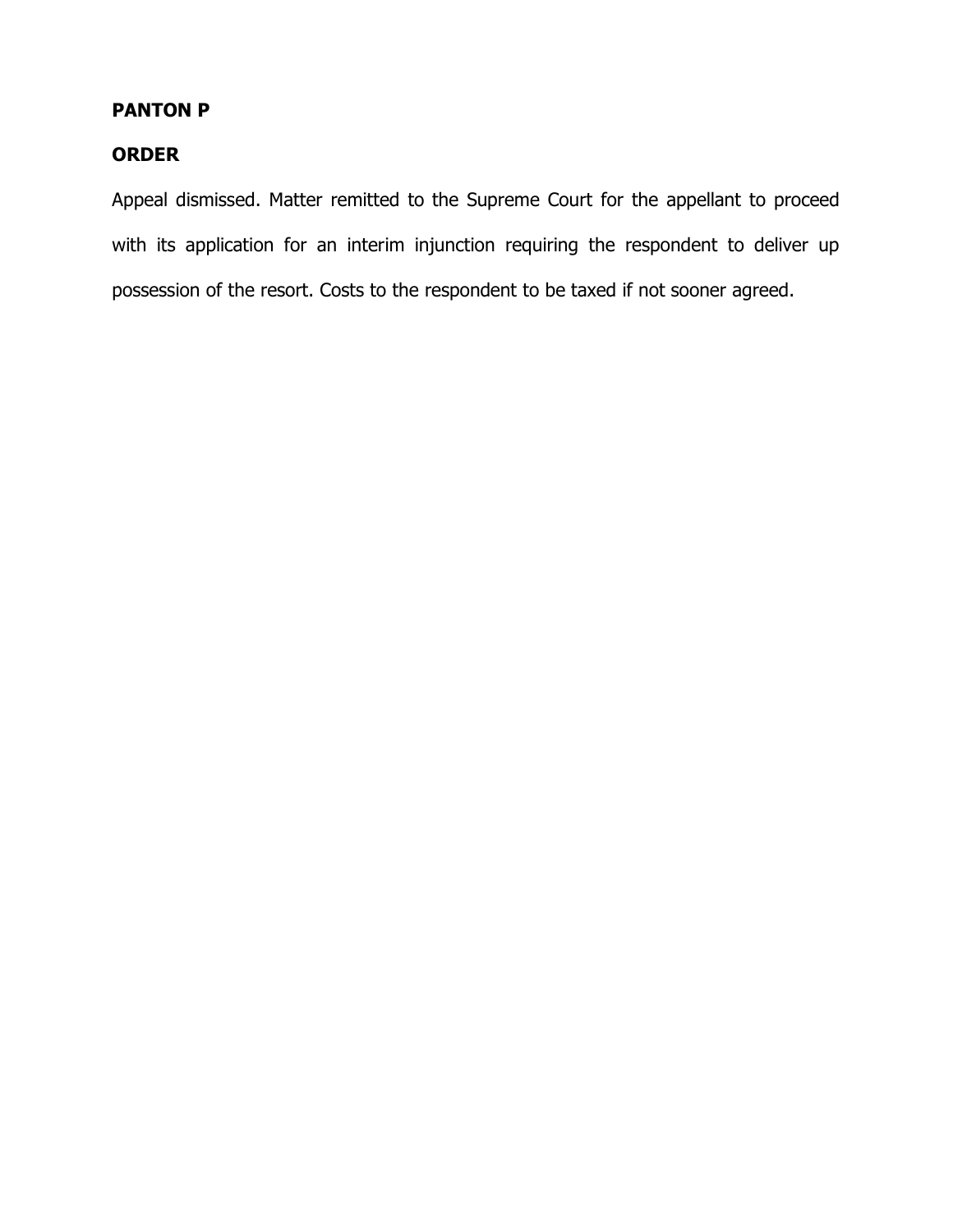**PANTON P**

**ORDER**

Appeal dismissed. Matter remitted to the Supreme Court for the appellant to proceed with its application for an interim injunction requiring the respondent to deliver up possession of the resort. Costs to the respondent to be taxed if not sooner agreed.